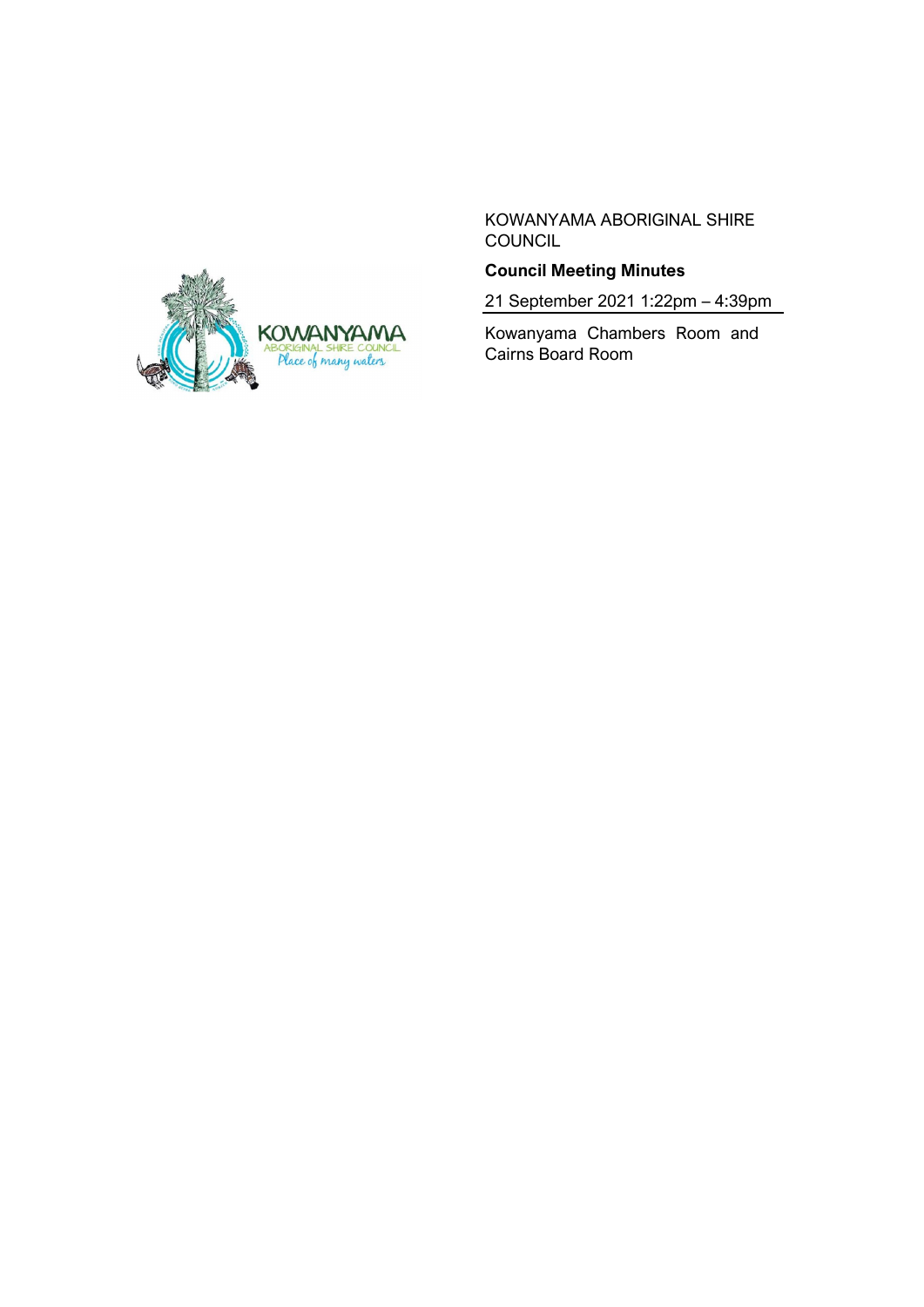KOWANYAMA ABORIGINAL SHIRE COUNCIL

**Council Meeting Minutes**

21 September 2021 1:22pm – 4:39pm

Kowanyama Chambers Room and Cairns Board Room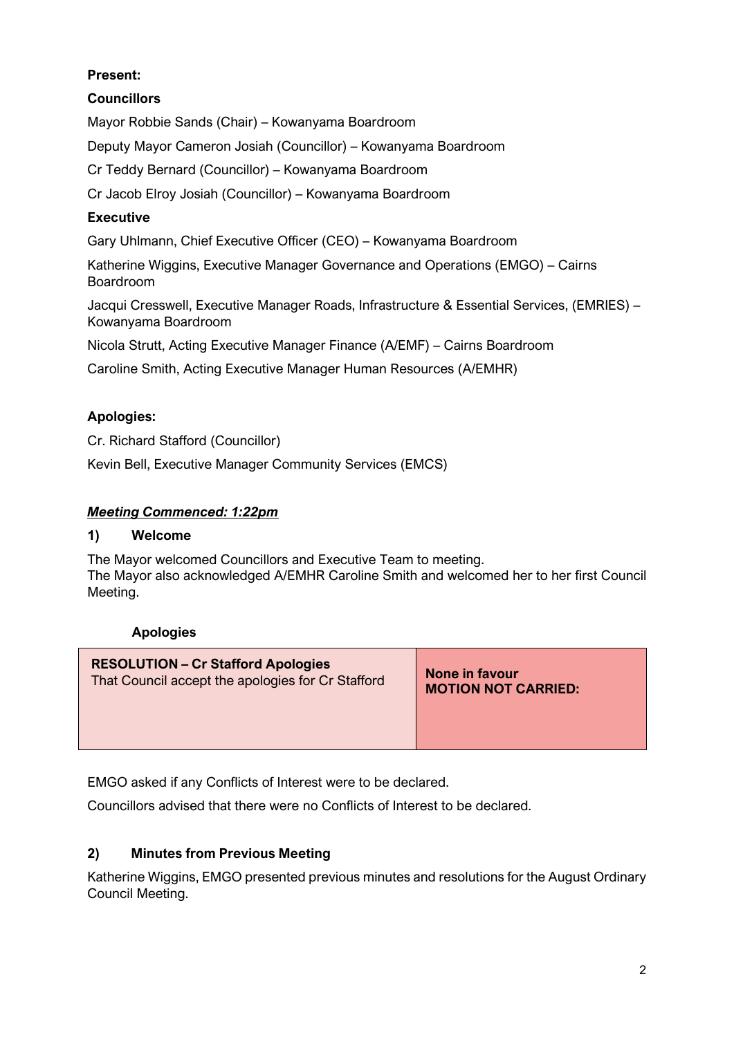**Present:**

**Councillors**

Mayor Robbie Sands (Chair) – Kowanyama Boardroom

Deputy Mayor Cameron Josiah (Councillor) – Kowanyama Boardroom

Cr Teddy Bernard (Councillor) – Kowanyama Boardroom

Cr Jacob Elroy Josiah (Councillor) – Kowanyama Boardroom

**Executive**

Gary Uhlmann, Chief Executive Officer (CEO) – Kowanyama Boardroom

Katherine Wiggins, Executive Manager Governance and Operations (EMGO) – Cairns Boardroom

Jacqui Cresswell, Executive Manager Roads, Infrastructure & Essential Services, (EMRIES) – Kowanyama Boardroom

Nicola Strutt, Acting Executive Manager Finance (A/EMF) – Cairns Boardroom

Caroline Smith, Acting Executive Manager Human Resources (A/EMHR)

**Apologies:**

Cr. Richard Stafford (Councillor)

Kevin Bell, Executive Manager Community Services (EMCS)

***Meeting Commenced: 1:22pm***

## 1) Welcome

The Mayor welcomed Councillors and Executive Team to meeting.
The Mayor also acknowledged A/EMHR Caroline Smith and welcomed her to her first Council Meeting.

### Apologies

| **RESOLUTION – Cr Stafford Apologies**<br>That Council accept the apologies for Cr Stafford | **None in favour**<br>**MOTION NOT CARRIED:** |
|---|---|

EMGO asked if any Conflicts of Interest were to be declared.

Councillors advised that there were no Conflicts of Interest to be declared.

## 2) Minutes from Previous Meeting

Katherine Wiggins, EMGO presented previous minutes and resolutions for the August Ordinary Council Meeting.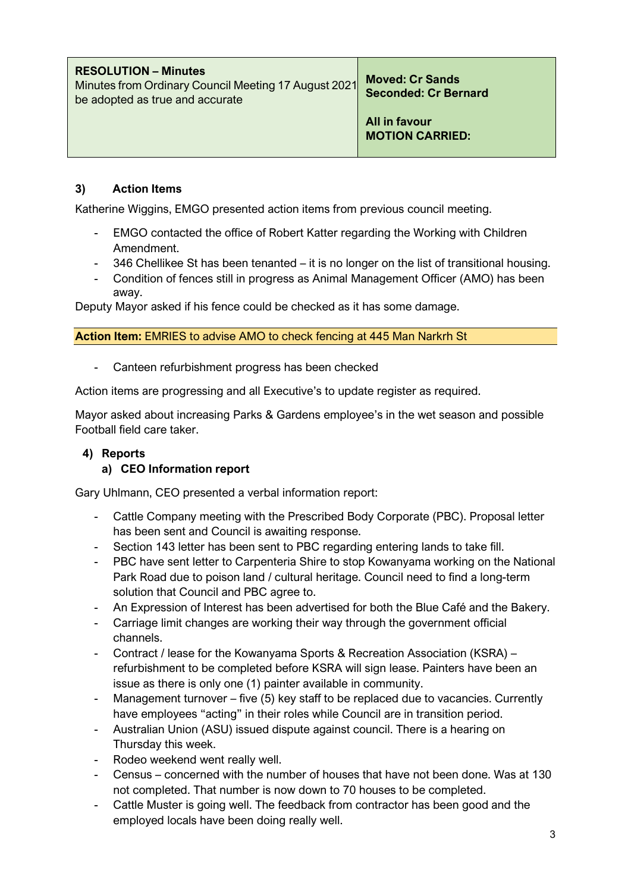| **RESOLUTION – Minutes**<br>Minutes from Ordinary Council Meeting 17 August 2021 be adopted as true and accurate | **Moved: Cr Sands**<br>**Seconded: Cr Bernard**<br><br>**All in favour**<br>**MOTION CARRIED:** |
|---|---|

### 3) Action Items

Katherine Wiggins, EMGO presented action items from previous council meeting.

- EMGO contacted the office of Robert Katter regarding the Working with Children Amendment.
- 346 Chellikee St has been tenanted – it is no longer on the list of transitional housing.
- Condition of fences still in progress as Animal Management Officer (AMO) has been away.

Deputy Mayor asked if his fence could be checked as it has some damage.

**Action Item:** EMRIES to advise AMO to check fencing at 445 Man Narkrh St

- Canteen refurbishment progress has been checked

Action items are progressing and all Executive's to update register as required.

Mayor asked about increasing Parks & Gardens employee's in the wet season and possible Football field care taker.

### 4) Reports

#### a) CEO Information report

Gary Uhlmann, CEO presented a verbal information report:

- Cattle Company meeting with the Prescribed Body Corporate (PBC). Proposal letter has been sent and Council is awaiting response.
- Section 143 letter has been sent to PBC regarding entering lands to take fill.
- PBC have sent letter to Carpenteria Shire to stop Kowanyama working on the National Park Road due to poison land / cultural heritage. Council need to find a long-term solution that Council and PBC agree to.
- An Expression of Interest has been advertised for both the Blue Café and the Bakery.
- Carriage limit changes are working their way through the government official channels.
- Contract / lease for the Kowanyama Sports & Recreation Association (KSRA) – refurbishment to be completed before KSRA will sign lease. Painters have been an issue as there is only one (1) painter available in community.
- Management turnover – five (5) key staff to be replaced due to vacancies. Currently have employees "acting" in their roles while Council are in transition period.
- Australian Union (ASU) issued dispute against council. There is a hearing on Thursday this week.
- Rodeo weekend went really well.
- Census – concerned with the number of houses that have not been done. Was at 130 not completed. That number is now down to 70 houses to be completed.
- Cattle Muster is going well. The feedback from contractor has been good and the employed locals have been doing really well.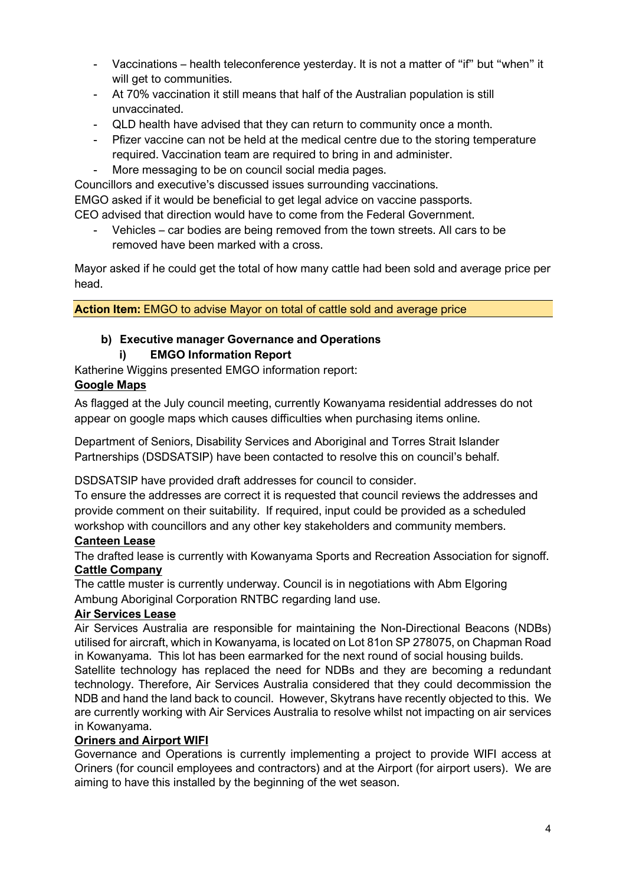- Vaccinations – health teleconference yesterday. It is not a matter of "if" but "when" it will get to communities.
- At 70% vaccination it still means that half of the Australian population is still unvaccinated.
- QLD health have advised that they can return to community once a month.
- Pfizer vaccine can not be held at the medical centre due to the storing temperature required. Vaccination team are required to bring in and administer.
- More messaging to be on council social media pages.

Councillors and executive's discussed issues surrounding vaccinations.
EMGO asked if it would be beneficial to get legal advice on vaccine passports.
CEO advised that direction would have to come from the Federal Government.

- Vehicles – car bodies are being removed from the town streets. All cars to be removed have been marked with a cross.

Mayor asked if he could get the total of how many cattle had been sold and average price per head.

**Action Item:** EMGO to advise Mayor on total of cattle sold and average price

### b) Executive manager Governance and Operations

#### i) EMGO Information Report

Katherine Wiggins presented EMGO information report:

**Google Maps**

As flagged at the July council meeting, currently Kowanyama residential addresses do not appear on google maps which causes difficulties when purchasing items online.

Department of Seniors, Disability Services and Aboriginal and Torres Strait Islander Partnerships (DSDSATSIP) have been contacted to resolve this on council's behalf.

DSDSATSIP have provided draft addresses for council to consider.
To ensure the addresses are correct it is requested that council reviews the addresses and provide comment on their suitability. If required, input could be provided as a scheduled workshop with councillors and any other key stakeholders and community members.

**Canteen Lease**

The drafted lease is currently with Kowanyama Sports and Recreation Association for signoff.

**Cattle Company**

The cattle muster is currently underway. Council is in negotiations with Abm Elgoring Ambung Aboriginal Corporation RNTBC regarding land use.

**Air Services Lease**

Air Services Australia are responsible for maintaining the Non-Directional Beacons (NDBs) utilised for aircraft, which in Kowanyama, is located on Lot 81on SP 278075, on Chapman Road in Kowanyama. This lot has been earmarked for the next round of social housing builds.
Satellite technology has replaced the need for NDBs and they are becoming a redundant technology. Therefore, Air Services Australia considered that they could decommission the NDB and hand the land back to council. However, Skytrans have recently objected to this. We are currently working with Air Services Australia to resolve whilst not impacting on air services in Kowanyama.

**Oriners and Airport WIFI**

Governance and Operations is currently implementing a project to provide WIFI access at Oriners (for council employees and contractors) and at the Airport (for airport users). We are aiming to have this installed by the beginning of the wet season.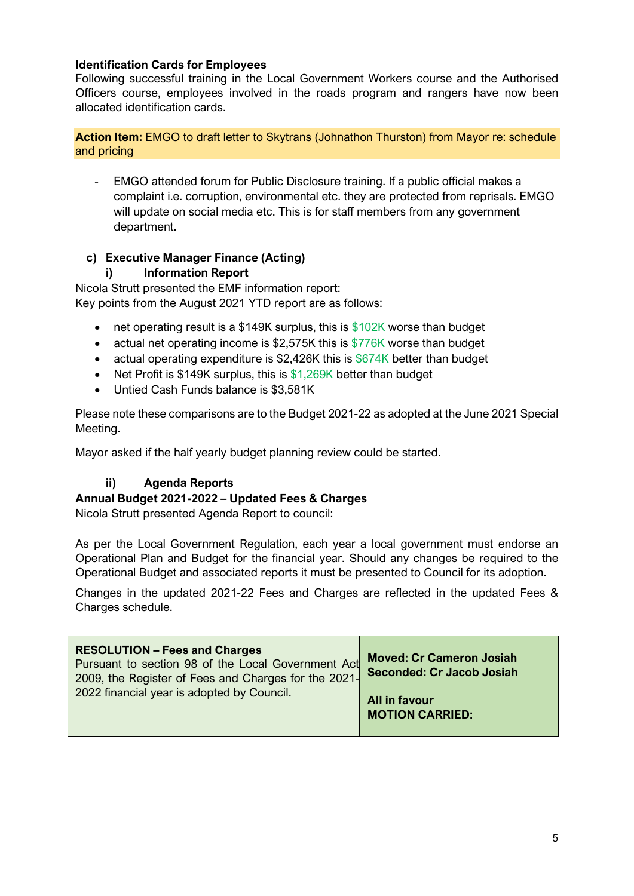**Identification Cards for Employees**

Following successful training in the Local Government Workers course and the Authorised Officers course, employees involved in the roads program and rangers have now been allocated identification cards.

**Action Item:** EMGO to draft letter to Skytrans (Johnathon Thurston) from Mayor re: schedule and pricing

- EMGO attended forum for Public Disclosure training. If a public official makes a complaint i.e. corruption, environmental etc. they are protected from reprisals. EMGO will update on social media etc. This is for staff members from any government department.

**c) Executive Manager Finance (Acting)**

**i) Information Report**

Nicola Strutt presented the EMF information report:
Key points from the August 2021 YTD report are as follows:

- net operating result is a $149K surplus, this is $102K worse than budget
- actual net operating income is $2,575K this is $776K worse than budget
- actual operating expenditure is $2,426K this is $674K better than budget
- Net Profit is $149K surplus, this is $1,269K better than budget
- Untied Cash Funds balance is $3,581K

Please note these comparisons are to the Budget 2021-22 as adopted at the June 2021 Special Meeting.

Mayor asked if the half yearly budget planning review could be started.

**ii) Agenda Reports**

**Annual Budget 2021-2022 – Updated Fees & Charges**

Nicola Strutt presented Agenda Report to council:

As per the Local Government Regulation, each year a local government must endorse an Operational Plan and Budget for the financial year. Should any changes be required to the Operational Budget and associated reports it must be presented to Council for its adoption.

Changes in the updated 2021-22 Fees and Charges are reflected in the updated Fees & Charges schedule.

| **RESOLUTION – Fees and Charges**<br>Pursuant to section 98 of the Local Government Act 2009, the Register of Fees and Charges for the 2021-2022 financial year is adopted by Council. | **Moved: Cr Cameron Josiah**<br>**Seconded: Cr Jacob Josiah**<br><br>**All in favour**<br>**MOTION CARRIED:** |
|---|---|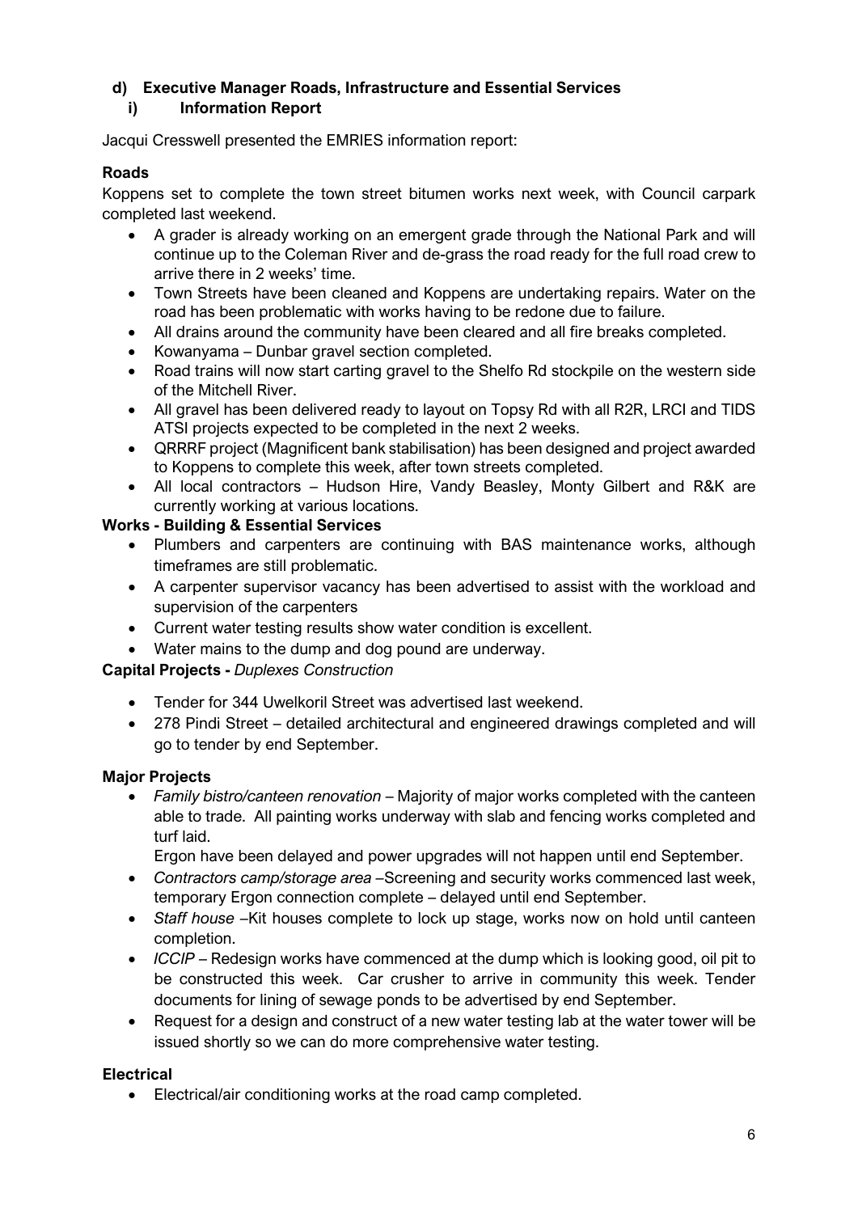### d) Executive Manager Roads, Infrastructure and Essential Services

#### i) Information Report

Jacqui Cresswell presented the EMRIES information report:

**Roads**

Koppens set to complete the town street bitumen works next week, with Council carpark completed last weekend.

- A grader is already working on an emergent grade through the National Park and will continue up to the Coleman River and de-grass the road ready for the full road crew to arrive there in 2 weeks' time.
- Town Streets have been cleaned and Koppens are undertaking repairs. Water on the road has been problematic with works having to be redone due to failure.
- All drains around the community have been cleared and all fire breaks completed.
- Kowanyama – Dunbar gravel section completed.
- Road trains will now start carting gravel to the Shelfo Rd stockpile on the western side of the Mitchell River.
- All gravel has been delivered ready to layout on Topsy Rd with all R2R, LRCI and TIDS ATSI projects expected to be completed in the next 2 weeks.
- QRRRF project (Magnificent bank stabilisation) has been designed and project awarded to Koppens to complete this week, after town streets completed.
- All local contractors – Hudson Hire, Vandy Beasley, Monty Gilbert and R&K are currently working at various locations.

**Works - Building & Essential Services**

- Plumbers and carpenters are continuing with BAS maintenance works, although timeframes are still problematic.
- A carpenter supervisor vacancy has been advertised to assist with the workload and supervision of the carpenters
- Current water testing results show water condition is excellent.
- Water mains to the dump and dog pound are underway.

**Capital Projects -** *Duplexes Construction*

- Tender for 344 Uwelkoril Street was advertised last weekend.
- 278 Pindi Street – detailed architectural and engineered drawings completed and will go to tender by end September.

**Major Projects**

- *Family bistro/canteen renovation* – Majority of major works completed with the canteen able to trade. All painting works underway with slab and fencing works completed and turf laid.

  Ergon have been delayed and power upgrades will not happen until end September.
- *Contractors camp/storage area* –Screening and security works commenced last week, temporary Ergon connection complete – delayed until end September.
- *Staff house* –Kit houses complete to lock up stage, works now on hold until canteen completion.
- *ICCIP* – Redesign works have commenced at the dump which is looking good, oil pit to be constructed this week. Car crusher to arrive in community this week. Tender documents for lining of sewage ponds to be advertised by end September.
- Request for a design and construct of a new water testing lab at the water tower will be issued shortly so we can do more comprehensive water testing.

**Electrical**

- Electrical/air conditioning works at the road camp completed.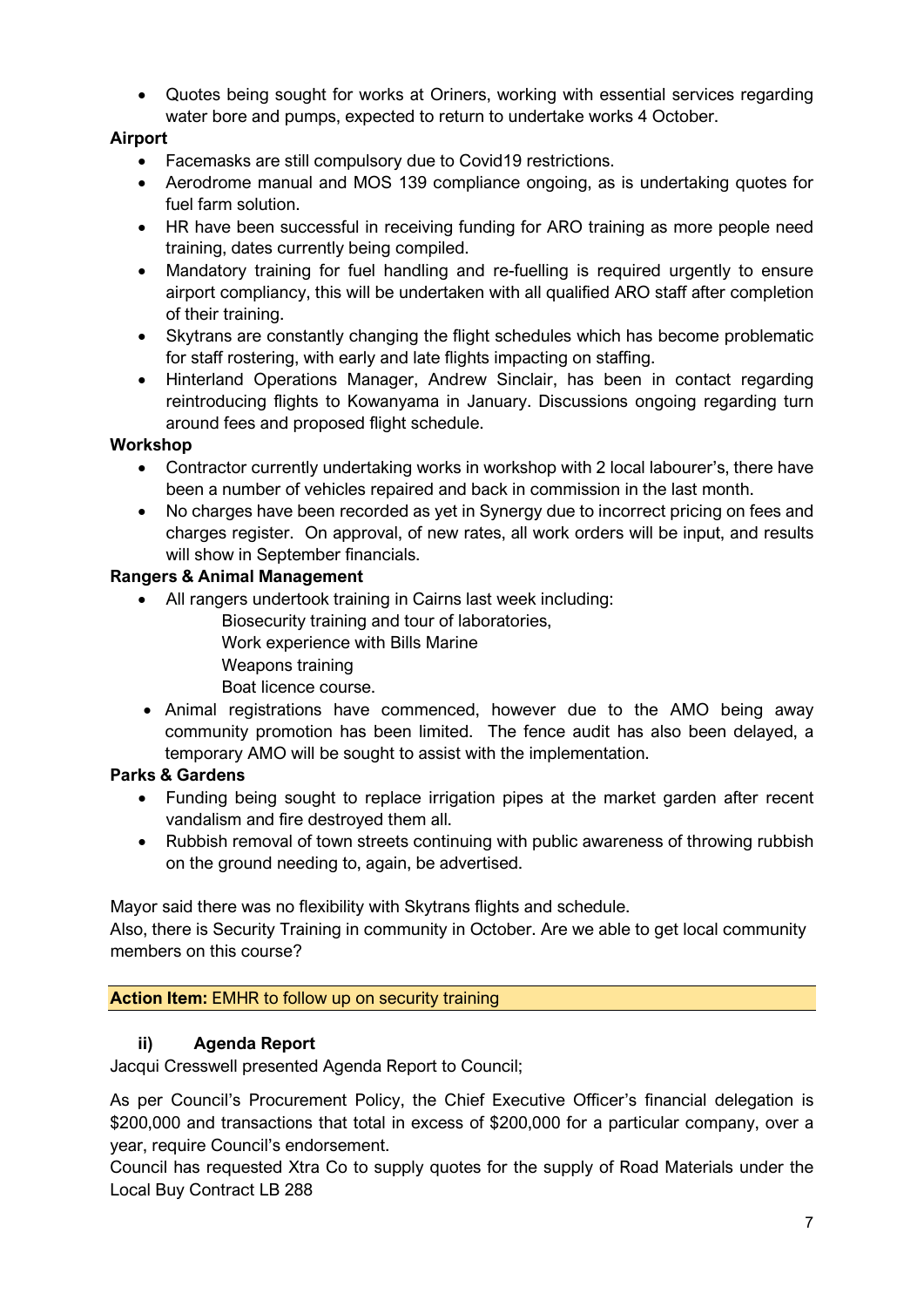- Quotes being sought for works at Oriners, working with essential services regarding water bore and pumps, expected to return to undertake works 4 October.

**Airport**

- Facemasks are still compulsory due to Covid19 restrictions.
- Aerodrome manual and MOS 139 compliance ongoing, as is undertaking quotes for fuel farm solution.
- HR have been successful in receiving funding for ARO training as more people need training, dates currently being compiled.
- Mandatory training for fuel handling and re-fuelling is required urgently to ensure airport compliancy, this will be undertaken with all qualified ARO staff after completion of their training.
- Skytrans are constantly changing the flight schedules which has become problematic for staff rostering, with early and late flights impacting on staffing.
- Hinterland Operations Manager, Andrew Sinclair, has been in contact regarding reintroducing flights to Kowanyama in January. Discussions ongoing regarding turn around fees and proposed flight schedule.

**Workshop**

- Contractor currently undertaking works in workshop with 2 local labourer's, there have been a number of vehicles repaired and back in commission in the last month.
- No charges have been recorded as yet in Synergy due to incorrect pricing on fees and charges register. On approval, of new rates, all work orders will be input, and results will show in September financials.

**Rangers & Animal Management**

- All rangers undertook training in Cairns last week including:
  - Biosecurity training and tour of laboratories,
  - Work experience with Bills Marine
  - Weapons training
  - Boat licence course.
- Animal registrations have commenced, however due to the AMO being away community promotion has been limited. The fence audit has also been delayed, a temporary AMO will be sought to assist with the implementation.

**Parks & Gardens**

- Funding being sought to replace irrigation pipes at the market garden after recent vandalism and fire destroyed them all.
- Rubbish removal of town streets continuing with public awareness of throwing rubbish on the ground needing to, again, be advertised.

Mayor said there was no flexibility with Skytrans flights and schedule.
Also, there is Security Training in community in October. Are we able to get local community members on this course?

**Action Item:** EMHR to follow up on security training

### ii) Agenda Report

Jacqui Cresswell presented Agenda Report to Council;

As per Council's Procurement Policy, the Chief Executive Officer's financial delegation is $200,000 and transactions that total in excess of $200,000 for a particular company, over a year, require Council's endorsement.
Council has requested Xtra Co to supply quotes for the supply of Road Materials under the Local Buy Contract LB 288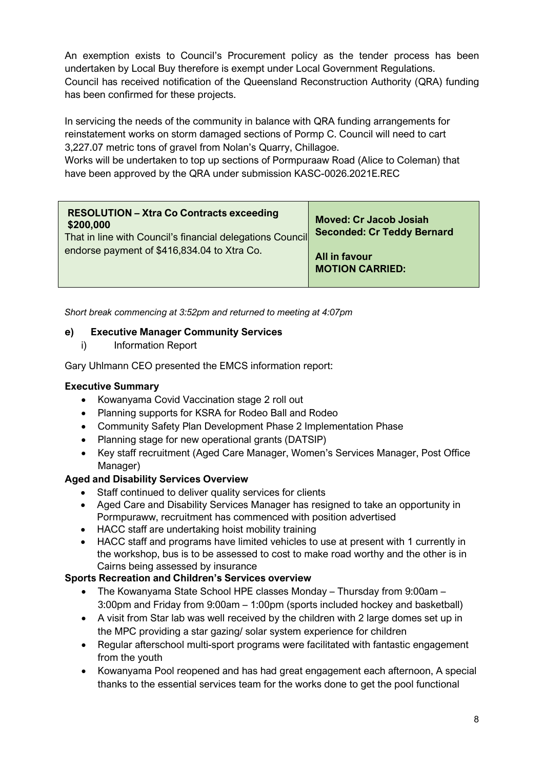An exemption exists to Council's Procurement policy as the tender process has been undertaken by Local Buy therefore is exempt under Local Government Regulations.
Council has received notification of the Queensland Reconstruction Authority (QRA) funding has been confirmed for these projects.

In servicing the needs of the community in balance with QRA funding arrangements for reinstatement works on storm damaged sections of Pormp C. Council will need to cart 3,227.07 metric tons of gravel from Nolan's Quarry, Chillagoe.
Works will be undertaken to top up sections of Pormpuraaw Road (Alice to Coleman) that have been approved by the QRA under submission KASC-0026.2021E.REC

| **RESOLUTION – Xtra Co Contracts exceeding $200,000**<br>That in line with Council's financial delegations Council endorse payment of $416,834.04 to Xtra Co. | **Moved: Cr Jacob Josiah**<br>**Seconded: Cr Teddy Bernard**<br><br>**All in favour**<br>**MOTION CARRIED:** |
|---|---|

*Short break commencing at 3:52pm and returned to meeting at 4:07pm*

**e) Executive Manager Community Services**

i) Information Report

Gary Uhlmann CEO presented the EMCS information report:

**Executive Summary**

- Kowanyama Covid Vaccination stage 2 roll out
- Planning supports for KSRA for Rodeo Ball and Rodeo
- Community Safety Plan Development Phase 2 Implementation Phase
- Planning stage for new operational grants (DATSIP)
- Key staff recruitment (Aged Care Manager, Women's Services Manager, Post Office Manager)

**Aged and Disability Services Overview**

- Staff continued to deliver quality services for clients
- Aged Care and Disability Services Manager has resigned to take an opportunity in Pormpuraww, recruitment has commenced with position advertised
- HACC staff are undertaking hoist mobility training
- HACC staff and programs have limited vehicles to use at present with 1 currently in the workshop, bus is to be assessed to cost to make road worthy and the other is in Cairns being assessed by insurance

**Sports Recreation and Children's Services overview**

- The Kowanyama State School HPE classes Monday – Thursday from 9:00am – 3:00pm and Friday from 9:00am – 1:00pm (sports included hockey and basketball)
- A visit from Star lab was well received by the children with 2 large domes set up in the MPC providing a star gazing/ solar system experience for children
- Regular afterschool multi-sport programs were facilitated with fantastic engagement from the youth
- Kowanyama Pool reopened and has had great engagement each afternoon, A special thanks to the essential services team for the works done to get the pool functional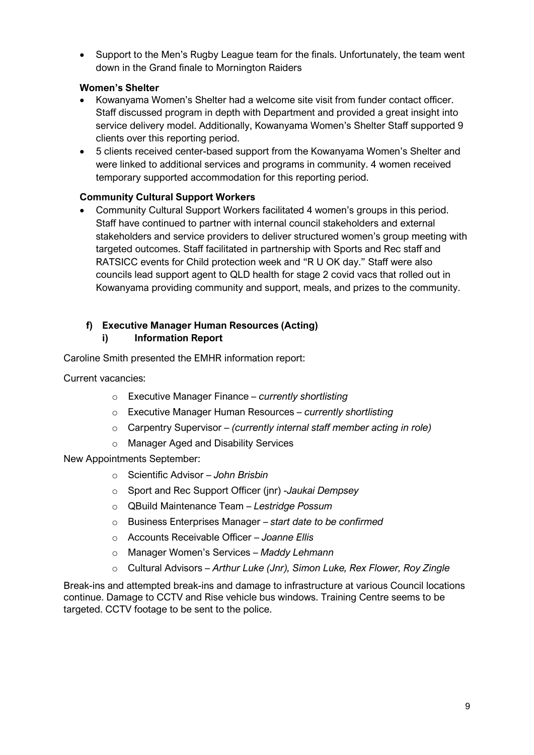- Support to the Men's Rugby League team for the finals. Unfortunately, the team went down in the Grand finale to Mornington Raiders

**Women's Shelter**

- Kowanyama Women's Shelter had a welcome site visit from funder contact officer. Staff discussed program in depth with Department and provided a great insight into service delivery model. Additionally, Kowanyama Women's Shelter Staff supported 9 clients over this reporting period.
- 5 clients received center-based support from the Kowanyama Women's Shelter and were linked to additional services and programs in community. 4 women received temporary supported accommodation for this reporting period.

**Community Cultural Support Workers**

- Community Cultural Support Workers facilitated 4 women's groups in this period. Staff have continued to partner with internal council stakeholders and external stakeholders and service providers to deliver structured women's group meeting with targeted outcomes. Staff facilitated in partnership with Sports and Rec staff and RATSICC events for Child protection week and "R U OK day." Staff were also councils lead support agent to QLD health for stage 2 covid vacs that rolled out in Kowanyama providing community and support, meals, and prizes to the community.

### f) Executive Manager Human Resources (Acting)

#### i) Information Report

Caroline Smith presented the EMHR information report:

Current vacancies:

- Executive Manager Finance – *currently shortlisting*
- Executive Manager Human Resources – *currently shortlisting*
- Carpentry Supervisor – *(currently internal staff member acting in role)*
- Manager Aged and Disability Services

New Appointments September:

- Scientific Advisor – *John Brisbin*
- Sport and Rec Support Officer (jnr) -*Jaukai Dempsey*
- QBuild Maintenance Team – *Lestridge Possum*
- Business Enterprises Manager – *start date to be confirmed*
- Accounts Receivable Officer – *Joanne Ellis*
- Manager Women's Services – *Maddy Lehmann*
- Cultural Advisors – *Arthur Luke (Jnr), Simon Luke, Rex Flower, Roy Zingle*

Break-ins and attempted break-ins and damage to infrastructure at various Council locations continue. Damage to CCTV and Rise vehicle bus windows. Training Centre seems to be targeted. CCTV footage to be sent to the police.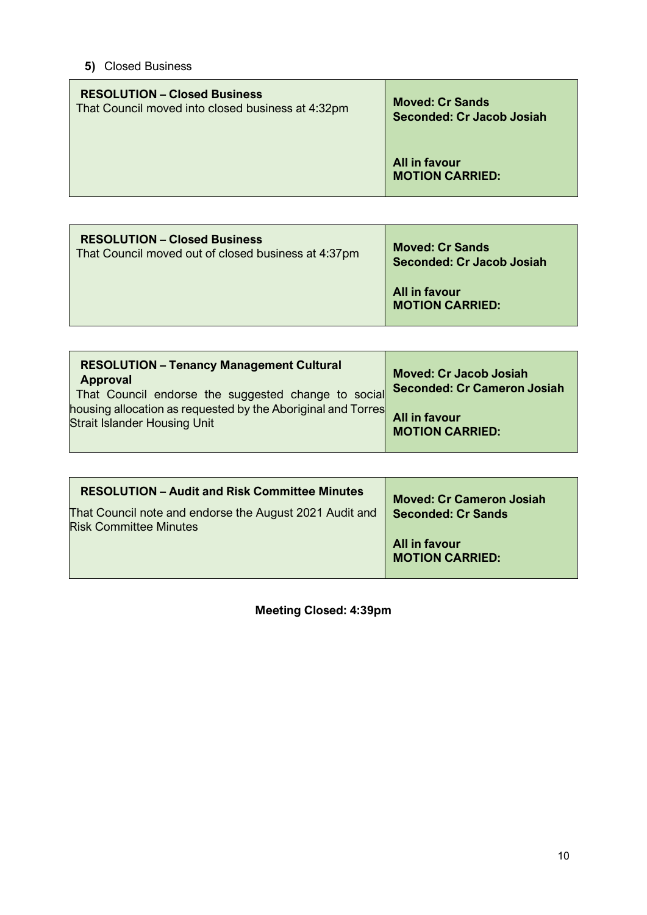**5)** Closed Business

| | |
|---|---|
| **RESOLUTION – Closed Business**<br>That Council moved into closed business at 4:32pm | **Moved: Cr Sands**<br>**Seconded: Cr Jacob Josiah**<br><br>**All in favour**<br>**MOTION CARRIED:** |

| | |
|---|---|
| **RESOLUTION – Closed Business**<br>That Council moved out of closed business at 4:37pm | **Moved: Cr Sands**<br>**Seconded: Cr Jacob Josiah**<br><br>**All in favour**<br>**MOTION CARRIED:** |

| | |
|---|---|
| **RESOLUTION – Tenancy Management Cultural Approval**<br>That Council endorse the suggested change to social housing allocation as requested by the Aboriginal and Torres Strait Islander Housing Unit | **Moved: Cr Jacob Josiah**<br>**Seconded: Cr Cameron Josiah**<br><br>**All in favour**<br>**MOTION CARRIED:** |

| | |
|---|---|
| **RESOLUTION – Audit and Risk Committee Minutes**<br>That Council note and endorse the August 2021 Audit and Risk Committee Minutes | **Moved: Cr Cameron Josiah**<br>**Seconded: Cr Sands**<br><br>**All in favour**<br>**MOTION CARRIED:** |

**Meeting Closed: 4:39pm**